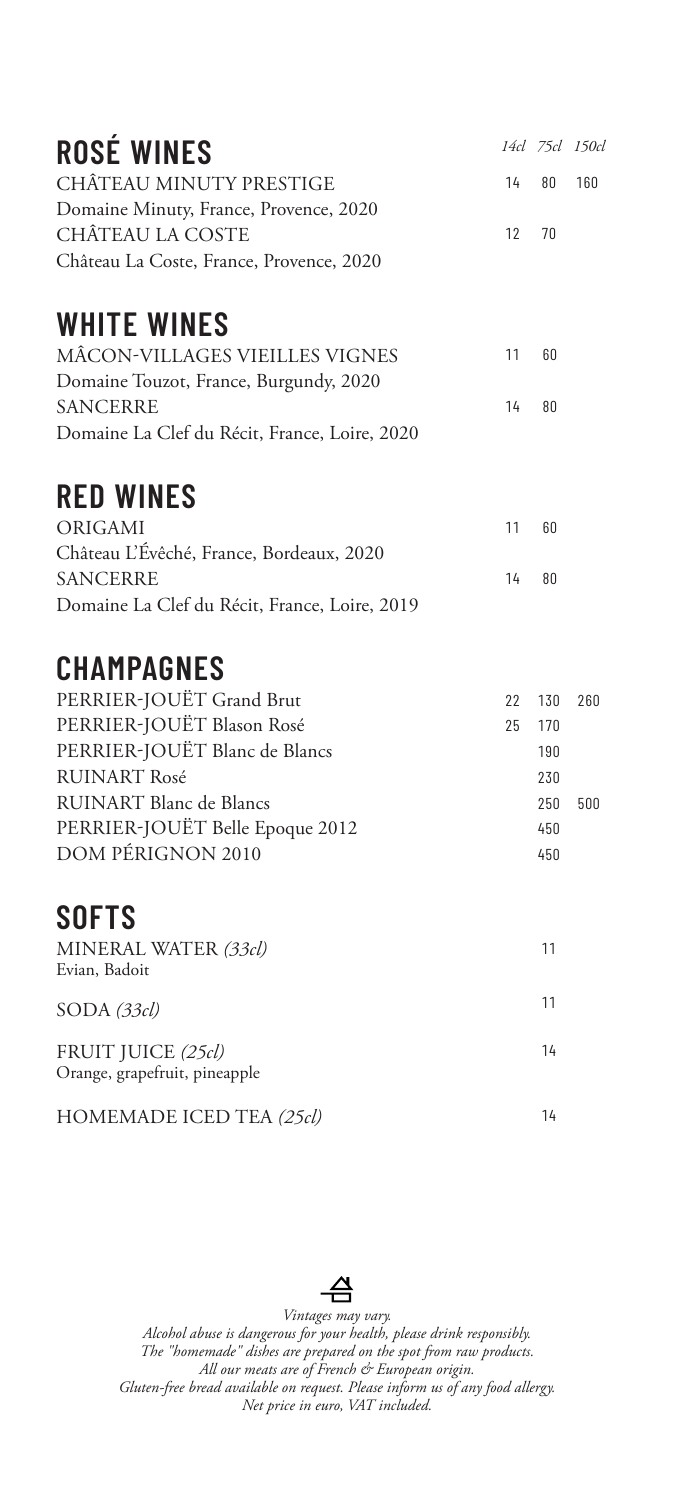## ROSÉ WINES

| | *14cl* | *75cl* | *150cl* |
|---|---|---|---|
| CHÂTEAU MINUTY PRESTIGE<br>Domaine Minuty, France, Provence, 2020 | 14 | 80 | 160 |
| CHÂTEAU LA COSTE<br>Château La Coste, France, Provence, 2020 | 12 | 70 | |

## WHITE WINES

| | *14cl* | *75cl* | *150cl* |
|---|---|---|---|
| MÂCON-VILLAGES VIEILLES VIGNES<br>Domaine Touzot, France, Burgundy, 2020 | 11 | 60 | |
| SANCERRE<br>Domaine La Clef du Récit, France, Loire, 2020 | 14 | 80 | |

## RED WINES

| | *14cl* | *75cl* | *150cl* |
|---|---|---|---|
| ORIGAMI<br>Château L'Évêché, France, Bordeaux, 2020 | 11 | 60 | |
| SANCERRE<br>Domaine La Clef du Récit, France, Loire, 2019 | 14 | 80 | |

## CHAMPAGNES

| | *14cl* | *75cl* | *150cl* |
|---|---|---|---|
| PERRIER-JOUËT Grand Brut | 22 | 130 | 260 |
| PERRIER-JOUËT Blason Rosé | 25 | 170 | |
| PERRIER-JOUËT Blanc de Blancs | | 190 | |
| RUINART Rosé | | 230 | |
| RUINART Blanc de Blancs | | 250 | 500 |
| PERRIER-JOUËT Belle Epoque 2012 | | 450 | |
| DOM PÉRIGNON 2010 | | 450 | |

## SOFTS

| | |
|---|---|
| MINERAL WATER *(33cl)*<br>Evian, Badoit | 11 |
| SODA *(33cl)* | 11 |
| FRUIT JUICE *(25cl)*<br>Orange, grapefruit, pineapple | 14 |
| HOMEMADE ICED TEA *(25cl)* | 14 |

*Vintages may vary.*
*Alcohol abuse is dangerous for your health, please drink responsibly.*
*The "homemade" dishes are prepared on the spot from raw products.*
*All our meats are of French & European origin.*
*Gluten-free bread available on request. Please inform us of any food allergy.*
*Net price in euro, VAT included.*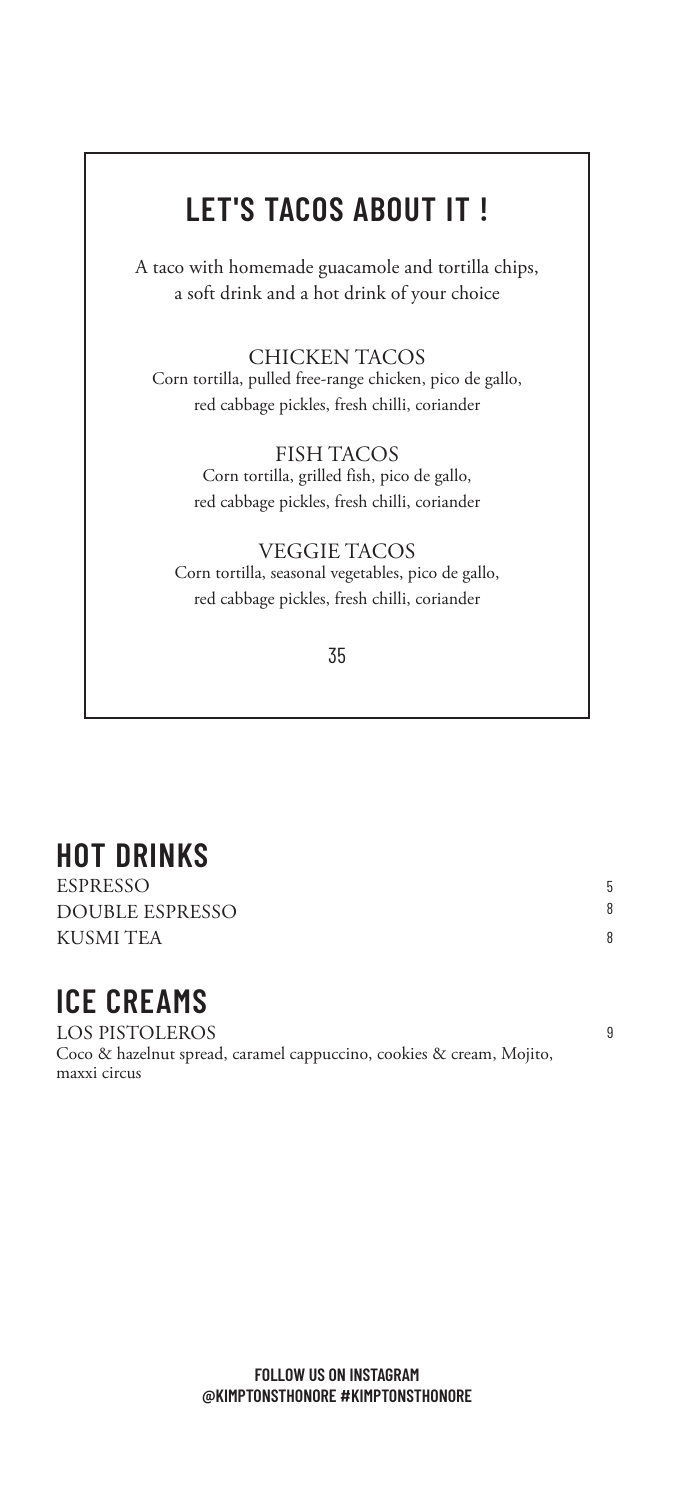## LET'S TACOS ABOUT IT !

A taco with homemade guacamole and tortilla chips, a soft drink and a hot drink of your choice

CHICKEN TACOS
Corn tortilla, pulled free-range chicken, pico de gallo, red cabbage pickles, fresh chilli, coriander

FISH TACOS
Corn tortilla, grilled fish, pico de gallo, red cabbage pickles, fresh chilli, coriander

VEGGIE TACOS
Corn tortilla, seasonal vegetables, pico de gallo, red cabbage pickles, fresh chilli, coriander

35

## HOT DRINKS

| | |
|---|---|
| ESPRESSO | 5 |
| DOUBLE ESPRESSO | 8 |
| KUSMI TEA | 8 |

## ICE CREAMS

| | |
|---|---|
| LOS PISTOLEROS | 9 |

Coco & hazelnut spread, caramel cappuccino, cookies & cream, Mojito, maxxi circus

**FOLLOW US ON INSTAGRAM**
**@KIMPTONSTHONORE #KIMPTONSTHONORE**